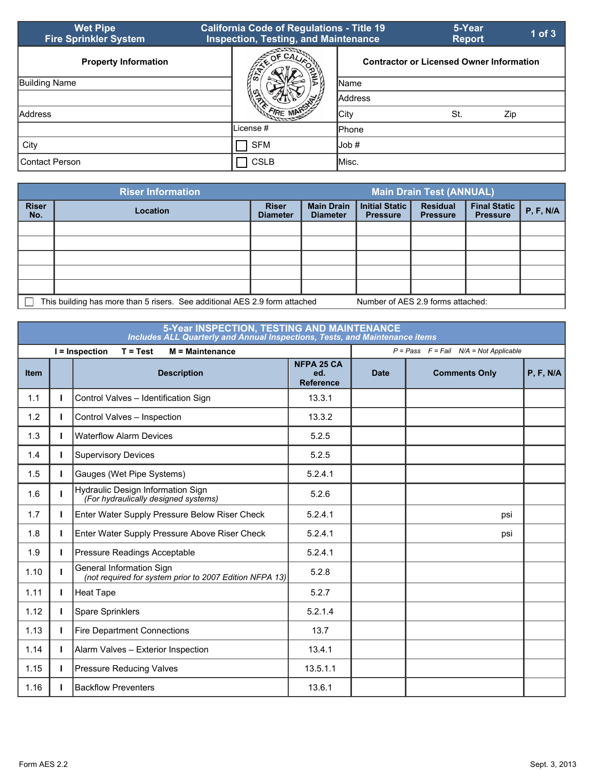# Wet Pipe Fire Sprinkler System

## California Code of Regulations - Title 19 Inspection, Testing, and Maintenance

## 5-Year Report

| Property Information | | Contractor or Licensed Owner Information |
|---|---|---|
| Building Name | | Name |
| | | Address |
| Address | | City St. Zip |
| | License # | Phone |
| City | ☐ SFM | Job # |
| Contact Person | ☐ CSLB | Misc. |

| Riser Information | | | | Main Drain Test (ANNUAL) | | | |
|---|---|---|---|---|---|---|---|
| Riser No. | Location | Riser Diameter | Main Drain Diameter | Initial Static Pressure | Residual Pressure | Final Static Pressure | P, F, N/A |
| | | | | | | | |
| | | | | | | | |
| | | | | | | | |
| | | | | | | | |
| | | | | | | | |

☐ This building has more than 5 risers. See additional AES 2.9 form attached     Number of AES 2.9 forms attached:

## 5-Year INSPECTION, TESTING AND MAINTENANCE

*Includes ALL Quarterly and Annual Inspections, Tests, and Maintenance items*

**I = Inspection   T = Test   M = Maintenance**

*P = Pass   F = Fail   N/A = Not Applicable*

| Item | | Description | NFPA 25 CA ed. Reference | Date | Comments Only | P, F, N/A |
|---|---|---|---|---|---|---|
| 1.1 | I | Control Valves – Identification Sign | 13.3.1 | | | |
| 1.2 | I | Control Valves – Inspection | 13.3.2 | | | |
| 1.3 | I | Waterflow Alarm Devices | 5.2.5 | | | |
| 1.4 | I | Supervisory Devices | 5.2.5 | | | |
| 1.5 | I | Gauges (Wet Pipe Systems) | 5.2.4.1 | | | |
| 1.6 | I | Hydraulic Design Information Sign *(For hydraulically designed systems)* | 5.2.6 | | | |
| 1.7 | I | Enter Water Supply Pressure Below Riser Check | 5.2.4.1 | | psi | |
| 1.8 | I | Enter Water Supply Pressure Above Riser Check | 5.2.4.1 | | psi | |
| 1.9 | I | Pressure Readings Acceptable | 5.2.4.1 | | | |
| 1.10 | I | General Information Sign *(not required for system prior to 2007 Edition NFPA 13)* | 5.2.8 | | | |
| 1.11 | I | Heat Tape | 5.2.7 | | | |
| 1.12 | I | Spare Sprinklers | 5.2.1.4 | | | |
| 1.13 | I | Fire Department Connections | 13.7 | | | |
| 1.14 | I | Alarm Valves – Exterior Inspection | 13.4.1 | | | |
| 1.15 | I | Pressure Reducing Valves | 13.5.1.1 | | | |
| 1.16 | I | Backflow Preventers | 13.6.1 | | | |

Form AES 2.2     Sept. 3, 2013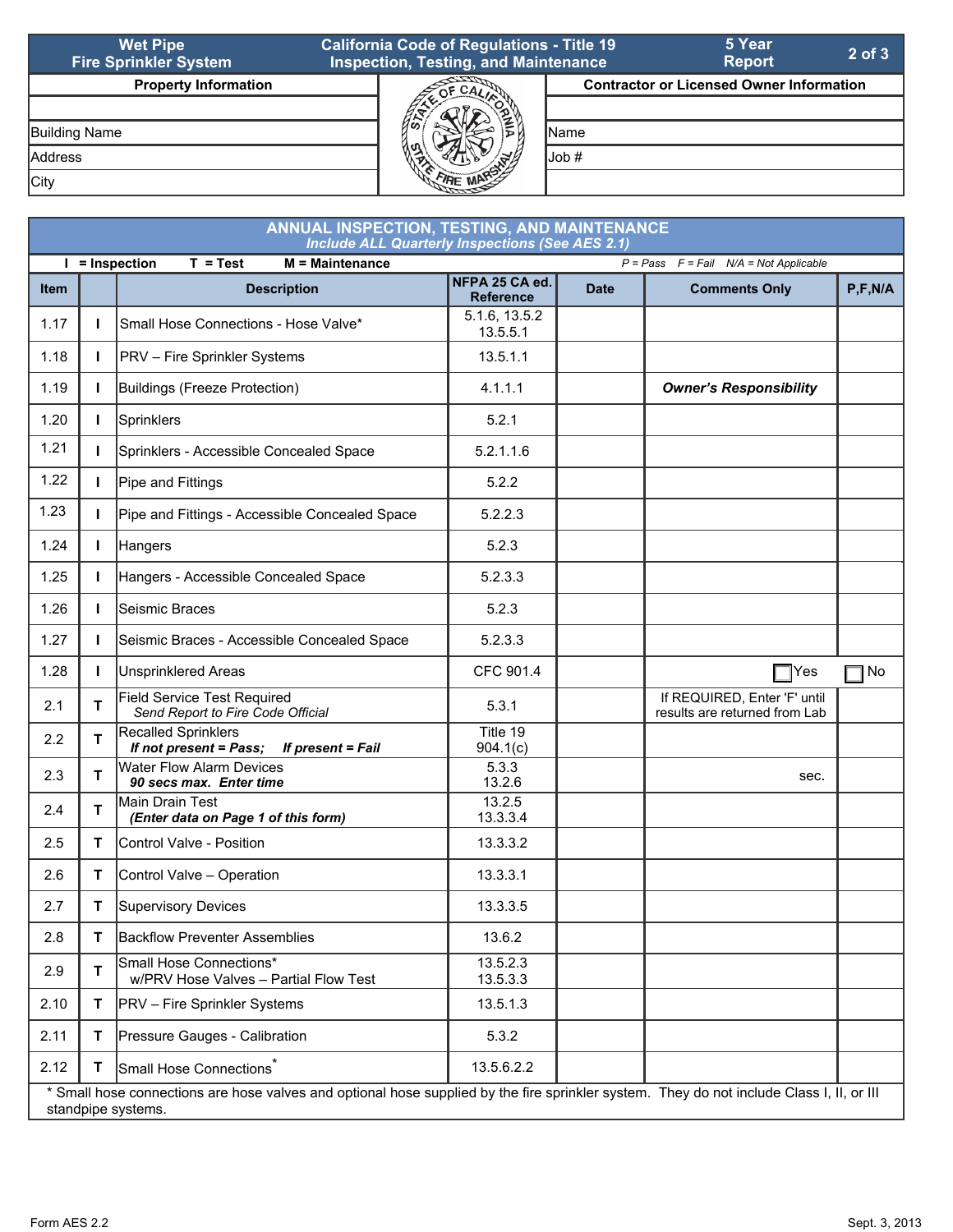| Wet Pipe Fire Sprinkler System | California Code of Regulations - Title 19 Inspection, Testing, and Maintenance | 5 Year Report |
|---|---|---|

| Property Information | Contractor or Licensed Owner Information |
|---|---|
| | |
| Building Name | Name |
| Address | Job # |
| City | |

## ANNUAL INSPECTION, TESTING, AND MAINTENANCE

*Include ALL Quarterly Inspections (See AES 2.1)*

**I = Inspection** **T = Test** **M = Maintenance** *P = Pass F = Fail N/A = Not Applicable*

| Item | | Description | NFPA 25 CA ed. Reference | Date | Comments Only | P,F,N/A |
|---|---|---|---|---|---|---|
| 1.17 | I | Small Hose Connections - Hose Valve* | 5.1.6, 13.5.2 13.5.5.1 | | | |
| 1.18 | I | PRV – Fire Sprinkler Systems | 13.5.1.1 | | | |
| 1.19 | I | Buildings (Freeze Protection) | 4.1.1.1 | | ***Owner's Responsibility*** | |
| 1.20 | I | Sprinklers | 5.2.1 | | | |
| 1.21 | I | Sprinklers - Accessible Concealed Space | 5.2.1.1.6 | | | |
| 1.22 | I | Pipe and Fittings | 5.2.2 | | | |
| 1.23 | I | Pipe and Fittings - Accessible Concealed Space | 5.2.2.3 | | | |
| 1.24 | I | Hangers | 5.2.3 | | | |
| 1.25 | I | Hangers - Accessible Concealed Space | 5.2.3.3 | | | |
| 1.26 | I | Seismic Braces | 5.2.3 | | | |
| 1.27 | I | Seismic Braces - Accessible Concealed Space | 5.2.3.3 | | | |
| 1.28 | I | Unsprinklered Areas | CFC 901.4 | | ☐ Yes | ☐ No |
| 2.1 | T | Field Service Test Required *Send Report to Fire Code Official* | 5.3.1 | | If REQUIRED, Enter 'F' until results are returned from Lab | |
| 2.2 | T | Recalled Sprinklers ***If not present = Pass; If present = Fail*** | Title 19 904.1(c) | | | |
| 2.3 | T | Water Flow Alarm Devices ***90 secs max. Enter time*** | 5.3.3 13.2.6 | | sec. | |
| 2.4 | T | Main Drain Test ***(Enter data on Page 1 of this form)*** | 13.2.5 13.3.3.4 | | | |
| 2.5 | T | Control Valve - Position | 13.3.3.2 | | | |
| 2.6 | T | Control Valve – Operation | 13.3.3.1 | | | |
| 2.7 | T | Supervisory Devices | 13.3.3.5 | | | |
| 2.8 | T | Backflow Preventer Assemblies | 13.6.2 | | | |
| 2.9 | T | Small Hose Connections* w/PRV Hose Valves – Partial Flow Test | 13.5.2.3 13.5.3.3 | | | |
| 2.10 | T | PRV – Fire Sprinkler Systems | 13.5.1.3 | | | |
| 2.11 | T | Pressure Gauges - Calibration | 5.3.2 | | | |
| 2.12 | T | Small Hose Connections* | 13.5.6.2.2 | | | |

\* Small hose connections are hose valves and optional hose supplied by the fire sprinkler system. They do not include Class I, II, or III standpipe systems.

Form AES 2.2 Sept. 3, 2013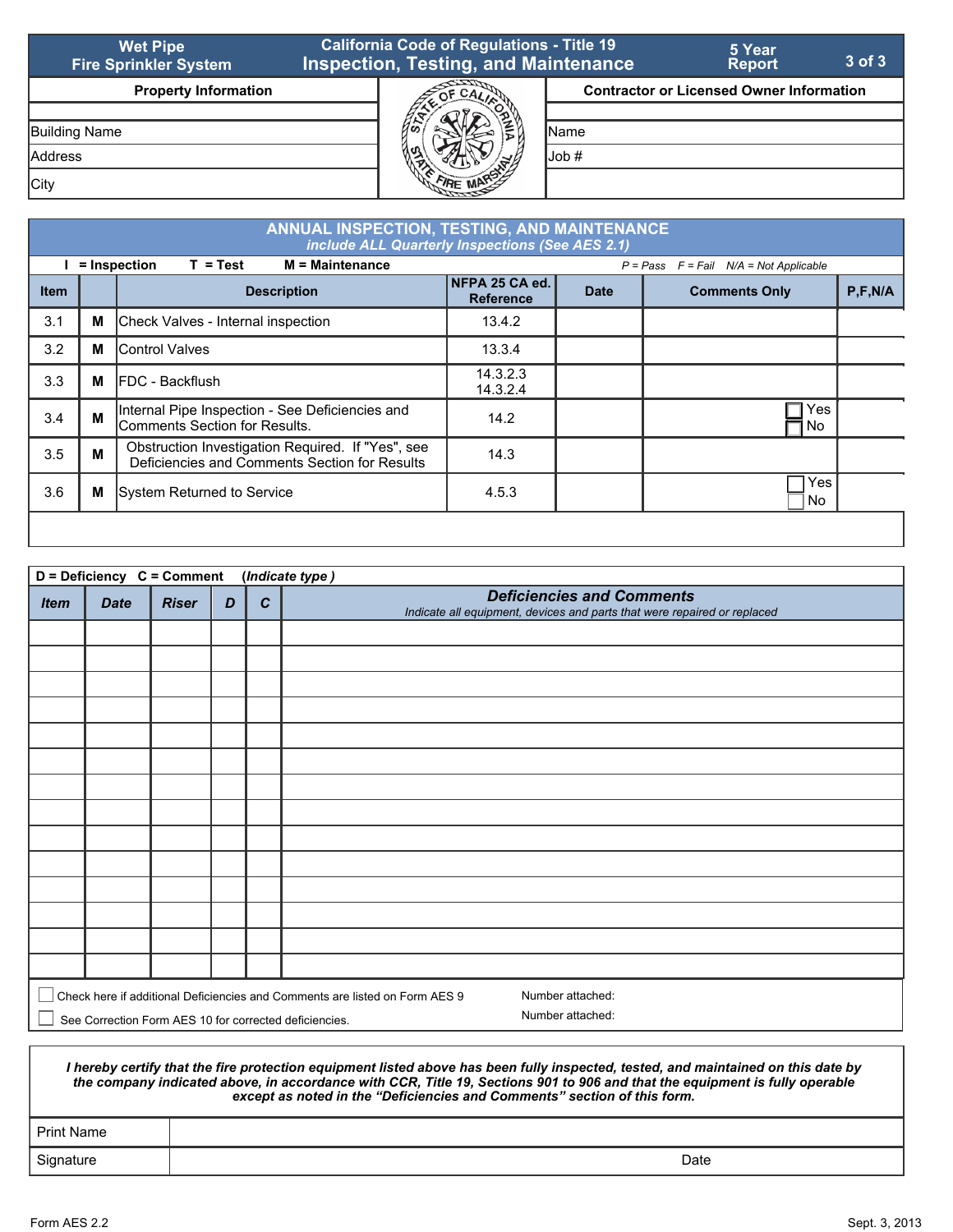| Wet Pipe Fire Sprinkler System | California Code of Regulations - Title 19 Inspection, Testing, and Maintenance | 5 Year Report |
|---|---|---|

| Property Information | | Contractor or Licensed Owner Information |
|---|---|---|
| | | |
| Building Name | | Name |
| Address | | Job # |
| City | | |

## ANNUAL INSPECTION, TESTING, AND MAINTENANCE

*include ALL Quarterly Inspections (See AES 2.1)*

**I = Inspection T = Test M = Maintenance** *P = Pass F = Fail N/A = Not Applicable*

| Item | | Description | NFPA 25 CA ed. Reference | Date | Comments Only | P,F,N/A |
|---|---|---|---|---|---|---|
| 3.1 | M | Check Valves - Internal inspection | 13.4.2 | | | |
| 3.2 | M | Control Valves | 13.3.4 | | | |
| 3.3 | M | FDC - Backflush | 14.3.2.3 14.3.2.4 | | | |
| 3.4 | M | Internal Pipe Inspection - See Deficiencies and Comments Section for Results. | 14.2 | | ☐ Yes ☐ No | |
| 3.5 | M | Obstruction Investigation Required. If "Yes", see Deficiencies and Comments Section for Results | 14.3 | | | |
| 3.6 | M | System Returned to Service | 4.5.3 | | ☐ Yes ☐ No | |

**D = Deficiency C = Comment (*Indicate type*)**

| *Item* | *Date* | *Riser* | *D* | *C* | ***Deficiencies and Comments*** *Indicate all equipment, devices and parts that were repaired or replaced* |
|---|---|---|---|---|---|
| | | | | | |
| | | | | | |
| | | | | | |
| | | | | | |
| | | | | | |
| | | | | | |
| | | | | | |
| | | | | | |
| | | | | | |
| | | | | | |
| | | | | | |
| | | | | | |
| | | | | | |
| | | | | | |

☐ Check here if additional Deficiencies and Comments are listed on Form AES 9 — Number attached:

☐ See Correction Form AES 10 for corrected deficiencies. — Number attached:

***I hereby certify that the fire protection equipment listed above has been fully inspected, tested, and maintained on this date by the company indicated above, in accordance with CCR, Title 19, Sections 901 to 906 and that the equipment is fully operable except as noted in the "Deficiencies and Comments" section of this form.***

| | |
|---|---|
| Print Name | |
| Signature | Date |

Form AES 2.2 Sept. 3, 2013